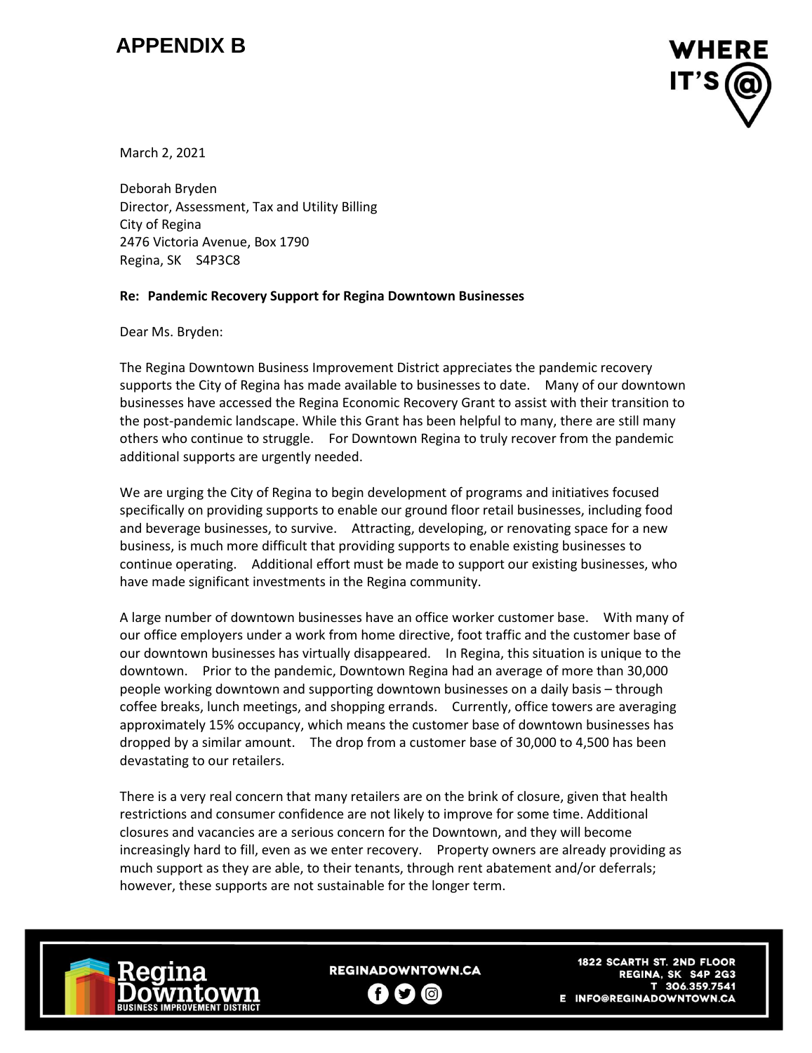# APPENDIX B

March 2, 2021

Deborah Bryden
Director, Assessment, Tax and Utility Billing
City of Regina
2476 Victoria Avenue, Box 1790
Regina, SK S4P3C8

**Re: Pandemic Recovery Support for Regina Downtown Businesses**

Dear Ms. Bryden:

The Regina Downtown Business Improvement District appreciates the pandemic recovery supports the City of Regina has made available to businesses to date. Many of our downtown businesses have accessed the Regina Economic Recovery Grant to assist with their transition to the post-pandemic landscape. While this Grant has been helpful to many, there are still many others who continue to struggle. For Downtown Regina to truly recover from the pandemic additional supports are urgently needed.

We are urging the City of Regina to begin development of programs and initiatives focused specifically on providing supports to enable our ground floor retail businesses, including food and beverage businesses, to survive. Attracting, developing, or renovating space for a new business, is much more difficult that providing supports to enable existing businesses to continue operating. Additional effort must be made to support our existing businesses, who have made significant investments in the Regina community.

A large number of downtown businesses have an office worker customer base. With many of our office employers under a work from home directive, foot traffic and the customer base of our downtown businesses has virtually disappeared. In Regina, this situation is unique to the downtown. Prior to the pandemic, Downtown Regina had an average of more than 30,000 people working downtown and supporting downtown businesses on a daily basis – through coffee breaks, lunch meetings, and shopping errands. Currently, office towers are averaging approximately 15% occupancy, which means the customer base of downtown businesses has dropped by a similar amount. The drop from a customer base of 30,000 to 4,500 has been devastating to our retailers.

There is a very real concern that many retailers are on the brink of closure, given that health restrictions and consumer confidence are not likely to improve for some time. Additional closures and vacancies are a serious concern for the Downtown, and they will become increasingly hard to fill, even as we enter recovery. Property owners are already providing as much support as they are able, to their tenants, through rent abatement and/or deferrals; however, these supports are not sustainable for the longer term.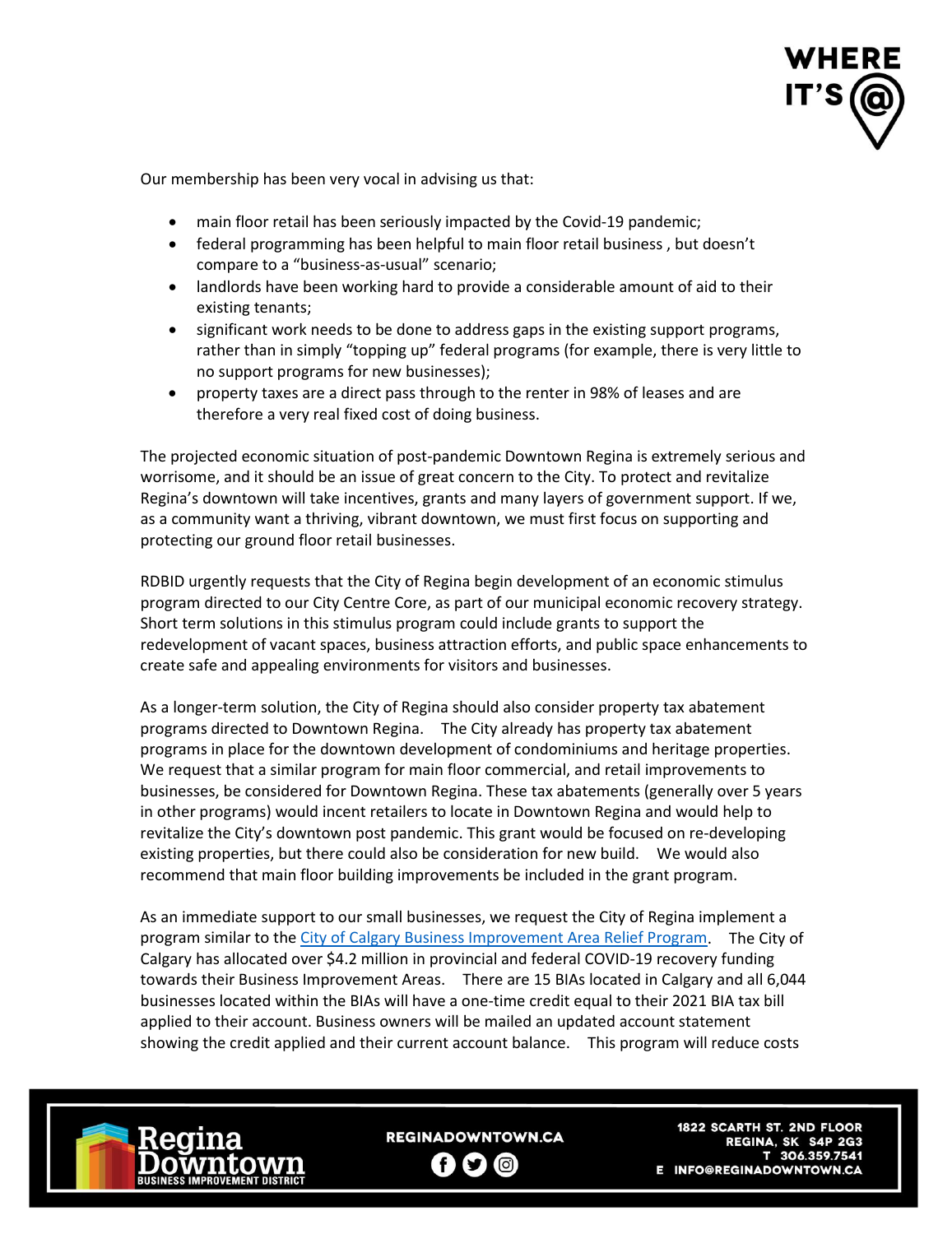Our membership has been very vocal in advising us that:

- main floor retail has been seriously impacted by the Covid-19 pandemic;
- federal programming has been helpful to main floor retail business , but doesn't compare to a "business-as-usual" scenario;
- landlords have been working hard to provide a considerable amount of aid to their existing tenants;
- significant work needs to be done to address gaps in the existing support programs, rather than in simply "topping up" federal programs (for example, there is very little to no support programs for new businesses);
- property taxes are a direct pass through to the renter in 98% of leases and are therefore a very real fixed cost of doing business.

The projected economic situation of post-pandemic Downtown Regina is extremely serious and worrisome, and it should be an issue of great concern to the City. To protect and revitalize Regina's downtown will take incentives, grants and many layers of government support. If we, as a community want a thriving, vibrant downtown, we must first focus on supporting and protecting our ground floor retail businesses.

RDBID urgently requests that the City of Regina begin development of an economic stimulus program directed to our City Centre Core, as part of our municipal economic recovery strategy. Short term solutions in this stimulus program could include grants to support the redevelopment of vacant spaces, business attraction efforts, and public space enhancements to create safe and appealing environments for visitors and businesses.

As a longer-term solution, the City of Regina should also consider property tax abatement programs directed to Downtown Regina. The City already has property tax abatement programs in place for the downtown development of condominiums and heritage properties. We request that a similar program for main floor commercial, and retail improvements to businesses, be considered for Downtown Regina. These tax abatements (generally over 5 years in other programs) would incent retailers to locate in Downtown Regina and would help to revitalize the City's downtown post pandemic. This grant would be focused on re-developing existing properties, but there could also be consideration for new build. We would also recommend that main floor building improvements be included in the grant program.

As an immediate support to our small businesses, we request the City of Regina implement a program similar to the City of Calgary Business Improvement Area Relief Program. The City of Calgary has allocated over $4.2 million in provincial and federal COVID-19 recovery funding towards their Business Improvement Areas. There are 15 BIAs located in Calgary and all 6,044 businesses located within the BIAs will have a one-time credit equal to their 2021 BIA tax bill applied to their account. Business owners will be mailed an updated account statement showing the credit applied and their current account balance. This program will reduce costs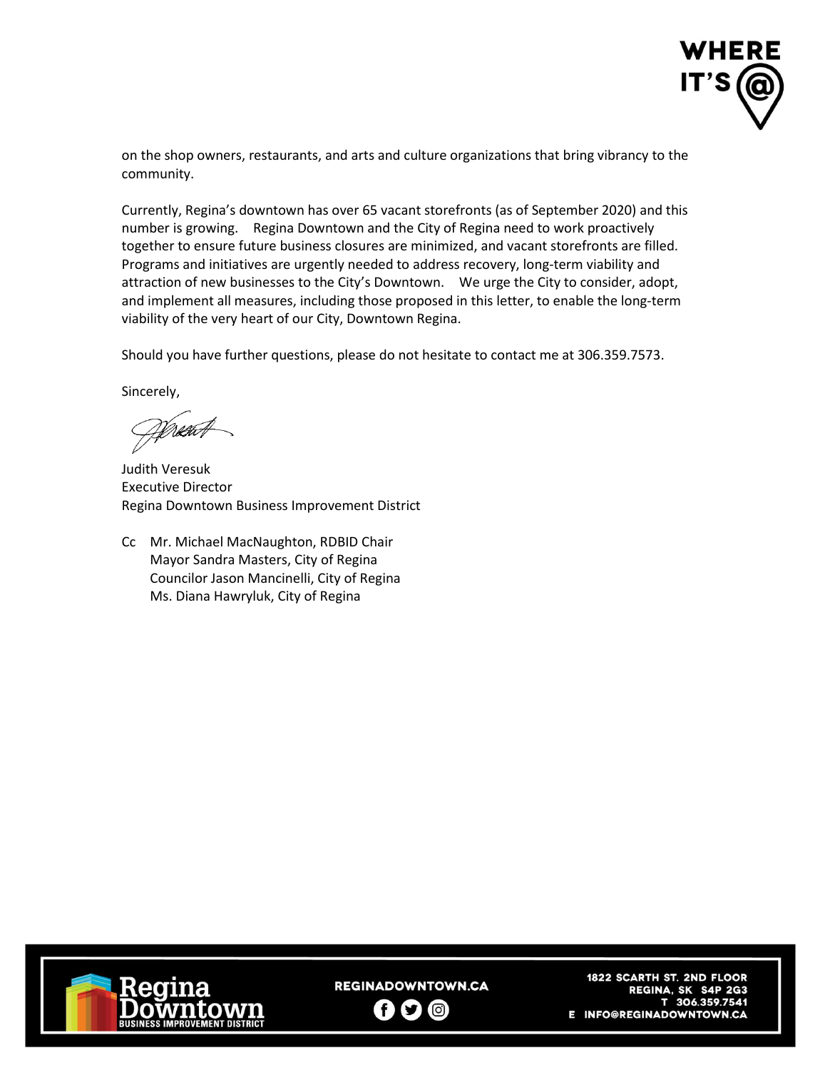on the shop owners, restaurants, and arts and culture organizations that bring vibrancy to the community.

Currently, Regina's downtown has over 65 vacant storefronts (as of September 2020) and this number is growing. Regina Downtown and the City of Regina need to work proactively together to ensure future business closures are minimized, and vacant storefronts are filled. Programs and initiatives are urgently needed to address recovery, long-term viability and attraction of new businesses to the City's Downtown. We urge the City to consider, adopt, and implement all measures, including those proposed in this letter, to enable the long-term viability of the very heart of our City, Downtown Regina.

Should you have further questions, please do not hesitate to contact me at 306.359.7573.

Sincerely,

Judith Veresuk
Executive Director
Regina Downtown Business Improvement District

Cc Mr. Michael MacNaughton, RDBID Chair
Mayor Sandra Masters, City of Regina
Councilor Jason Mancinelli, City of Regina
Ms. Diana Hawryluk, City of Regina